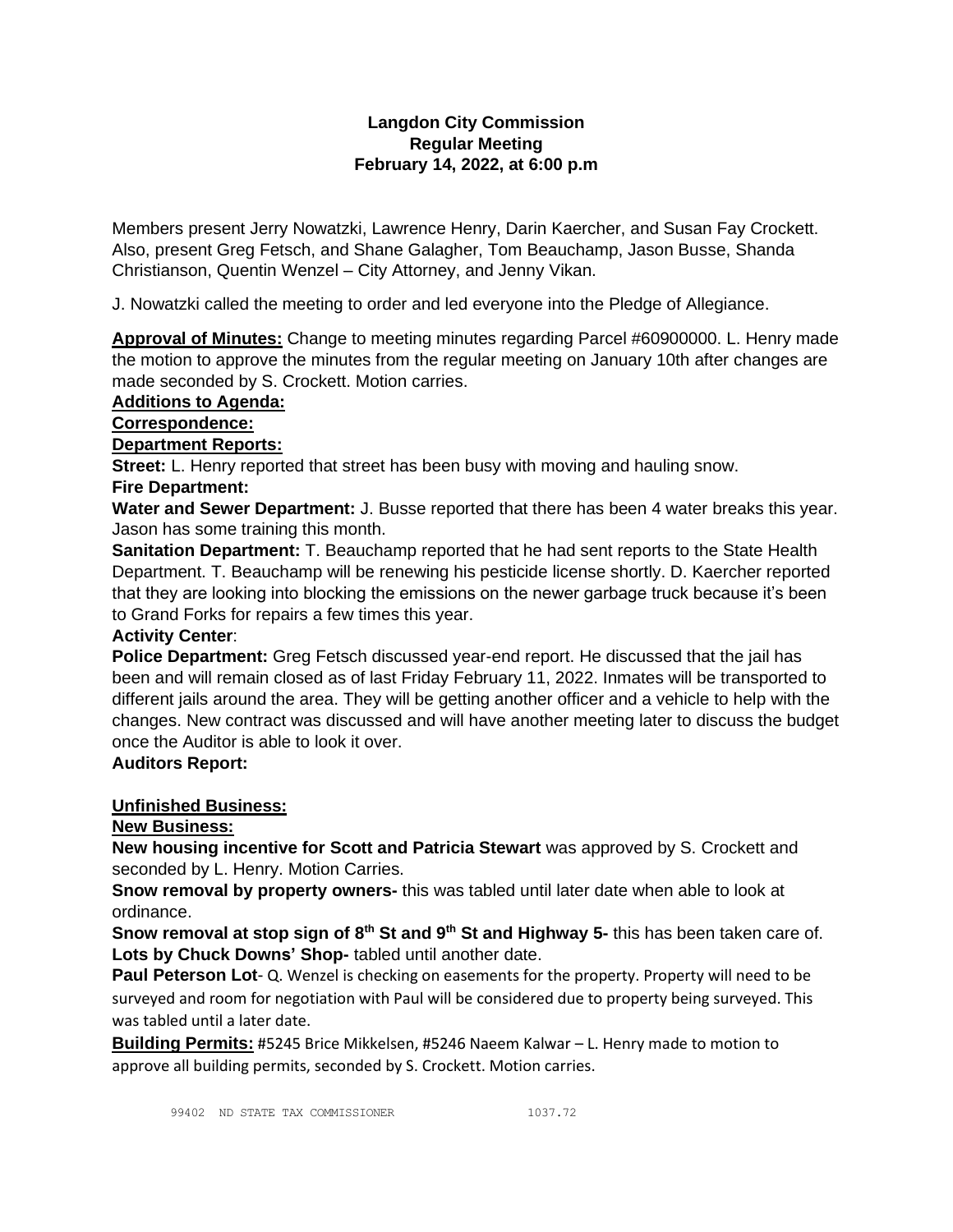**Langdon City Commission**
**Regular Meeting**
**February 14, 2022, at 6:00 p.m**

Members present Jerry Nowatzki, Lawrence Henry, Darin Kaercher, and Susan Fay Crockett. Also, present Greg Fetsch, and Shane Galagher, Tom Beauchamp, Jason Busse, Shanda Christianson, Quentin Wenzel – City Attorney, and Jenny Vikan.

J. Nowatzki called the meeting to order and led everyone into the Pledge of Allegiance.

**Approval of Minutes:** Change to meeting minutes regarding Parcel #60900000. L. Henry made the motion to approve the minutes from the regular meeting on January 10th after changes are made seconded by S. Crockett. Motion carries.

**Additions to Agenda:**

**Correspondence:**

**Department Reports:**

**Street:** L. Henry reported that street has been busy with moving and hauling snow.

**Fire Department:**

**Water and Sewer Department:** J. Busse reported that there has been 4 water breaks this year. Jason has some training this month.

**Sanitation Department:** T. Beauchamp reported that he had sent reports to the State Health Department. T. Beauchamp will be renewing his pesticide license shortly. D. Kaercher reported that they are looking into blocking the emissions on the newer garbage truck because it's been to Grand Forks for repairs a few times this year.

**Activity Center**:

**Police Department:** Greg Fetsch discussed year-end report. He discussed that the jail has been and will remain closed as of last Friday February 11, 2022. Inmates will be transported to different jails around the area. They will be getting another officer and a vehicle to help with the changes. New contract was discussed and will have another meeting later to discuss the budget once the Auditor is able to look it over.

**Auditors Report:**

**Unfinished Business:**

**New Business:**

**New housing incentive for Scott and Patricia Stewart** was approved by S. Crockett and seconded by L. Henry. Motion Carries.

**Snow removal by property owners-** this was tabled until later date when able to look at ordinance.

**Snow removal at stop sign of 8th St and 9th St and Highway 5-** this has been taken care of.

**Lots by Chuck Downs' Shop-** tabled until another date.

**Paul Peterson Lot**- Q. Wenzel is checking on easements for the property. Property will need to be surveyed and room for negotiation with Paul will be considered due to property being surveyed. This was tabled until a later date.

**Building Permits:** #5245 Brice Mikkelsen, #5246 Naeem Kalwar – L. Henry made to motion to approve all building permits, seconded by S. Crockett. Motion carries.

```
99402  ND STATE TAX COMMISSIONER              1037.72
```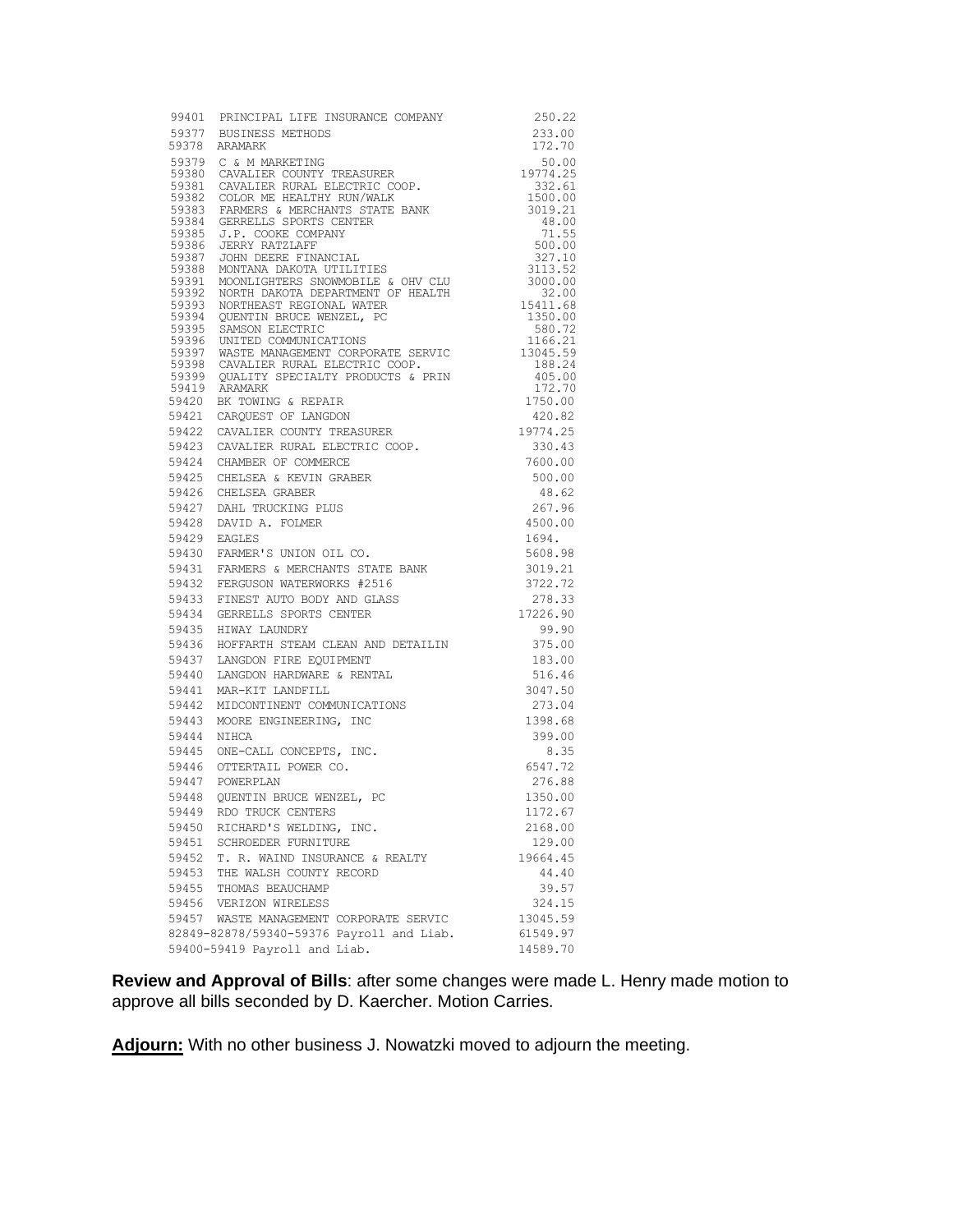| | | |
|---|---|---|
| 99401 | PRINCIPAL LIFE INSURANCE COMPANY | 250.22 |
| 59377 | BUSINESS METHODS | 233.00 |
| 59378 | ARAMARK | 172.70 |
| 59379 | C & M MARKETING | 50.00 |
| 59380 | CAVALIER COUNTY TREASURER | 19774.25 |
| 59381 | CAVALIER RURAL ELECTRIC COOP. | 332.61 |
| 59382 | COLOR ME HEALTHY RUN/WALK | 1500.00 |
| 59383 | FARMERS & MERCHANTS STATE BANK | 3019.21 |
| 59384 | GERRELLS SPORTS CENTER | 48.00 |
| 59385 | J.P. COOKE COMPANY | 71.55 |
| 59386 | JERRY RATZLAFF | 500.00 |
| 59387 | JOHN DEERE FINANCIAL | 327.10 |
| 59388 | MONTANA DAKOTA UTILITIES | 3113.52 |
| 59391 | MOONLIGHTERS SNOWMOBILE & OHV CLU | 3000.00 |
| 59392 | NORTH DAKOTA DEPARTMENT OF HEALTH | 32.00 |
| 59393 | NORTHEAST REGIONAL WATER | 15411.68 |
| 59394 | QUENTIN BRUCE WENZEL, PC | 1350.00 |
| 59395 | SAMSON ELECTRIC | 580.72 |
| 59396 | UNITED COMMUNICATIONS | 1166.21 |
| 59397 | WASTE MANAGEMENT CORPORATE SERVIC | 13045.59 |
| 59398 | CAVALIER RURAL ELECTRIC COOP. | 188.24 |
| 59399 | QUALITY SPECIALTY PRODUCTS & PRIN | 405.00 |
| 59419 | ARAMARK | 172.70 |
| 59420 | BK TOWING & REPAIR | 1750.00 |
| 59421 | CARQUEST OF LANGDON | 420.82 |
| 59422 | CAVALIER COUNTY TREASURER | 19774.25 |
| 59423 | CAVALIER RURAL ELECTRIC COOP. | 330.43 |
| 59424 | CHAMBER OF COMMERCE | 7600.00 |
| 59425 | CHELSEA & KEVIN GRABER | 500.00 |
| 59426 | CHELSEA GRABER | 48.62 |
| 59427 | DAHL TRUCKING PLUS | 267.96 |
| 59428 | DAVID A. FOLMER | 4500.00 |
| 59429 | EAGLES | 1694. |
| 59430 | FARMER'S UNION OIL CO. | 5608.98 |
| 59431 | FARMERS & MERCHANTS STATE BANK | 3019.21 |
| 59432 | FERGUSON WATERWORKS #2516 | 3722.72 |
| 59433 | FINEST AUTO BODY AND GLASS | 278.33 |
| 59434 | GERRELLS SPORTS CENTER | 17226.90 |
| 59435 | HIWAY LAUNDRY | 99.90 |
| 59436 | HOFFARTH STEAM CLEAN AND DETAILIN | 375.00 |
| 59437 | LANGDON FIRE EQUIPMENT | 183.00 |
| 59440 | LANGDON HARDWARE & RENTAL | 516.46 |
| 59441 | MAR-KIT LANDFILL | 3047.50 |
| 59442 | MIDCONTINENT COMMUNICATIONS | 273.04 |
| 59443 | MOORE ENGINEERING, INC | 1398.68 |
| 59444 | NIHCA | 399.00 |
| 59445 | ONE-CALL CONCEPTS, INC. | 8.35 |
| 59446 | OTTERTAIL POWER CO. | 6547.72 |
| 59447 | POWERPLAN | 276.88 |
| 59448 | QUENTIN BRUCE WENZEL, PC | 1350.00 |
| 59449 | RDO TRUCK CENTERS | 1172.67 |
| 59450 | RICHARD'S WELDING, INC. | 2168.00 |
| 59451 | SCHROEDER FURNITURE | 129.00 |
| 59452 | T. R. WAIND INSURANCE & REALTY | 19664.45 |
| 59453 | THE WALSH COUNTY RECORD | 44.40 |
| 59455 | THOMAS BEAUCHAMP | 39.57 |
| 59456 | VERIZON WIRELESS | 324.15 |
| 59457 | WASTE MANAGEMENT CORPORATE SERVIC | 13045.59 |
| 82849-82878/59340-59376 | Payroll and Liab. | 61549.97 |
| 59400-59419 | Payroll and Liab. | 14589.70 |

**Review and Approval of Bills**: after some changes were made L. Henry made motion to approve all bills seconded by D. Kaercher. Motion Carries.

**Adjourn:** With no other business J. Nowatzki moved to adjourn the meeting.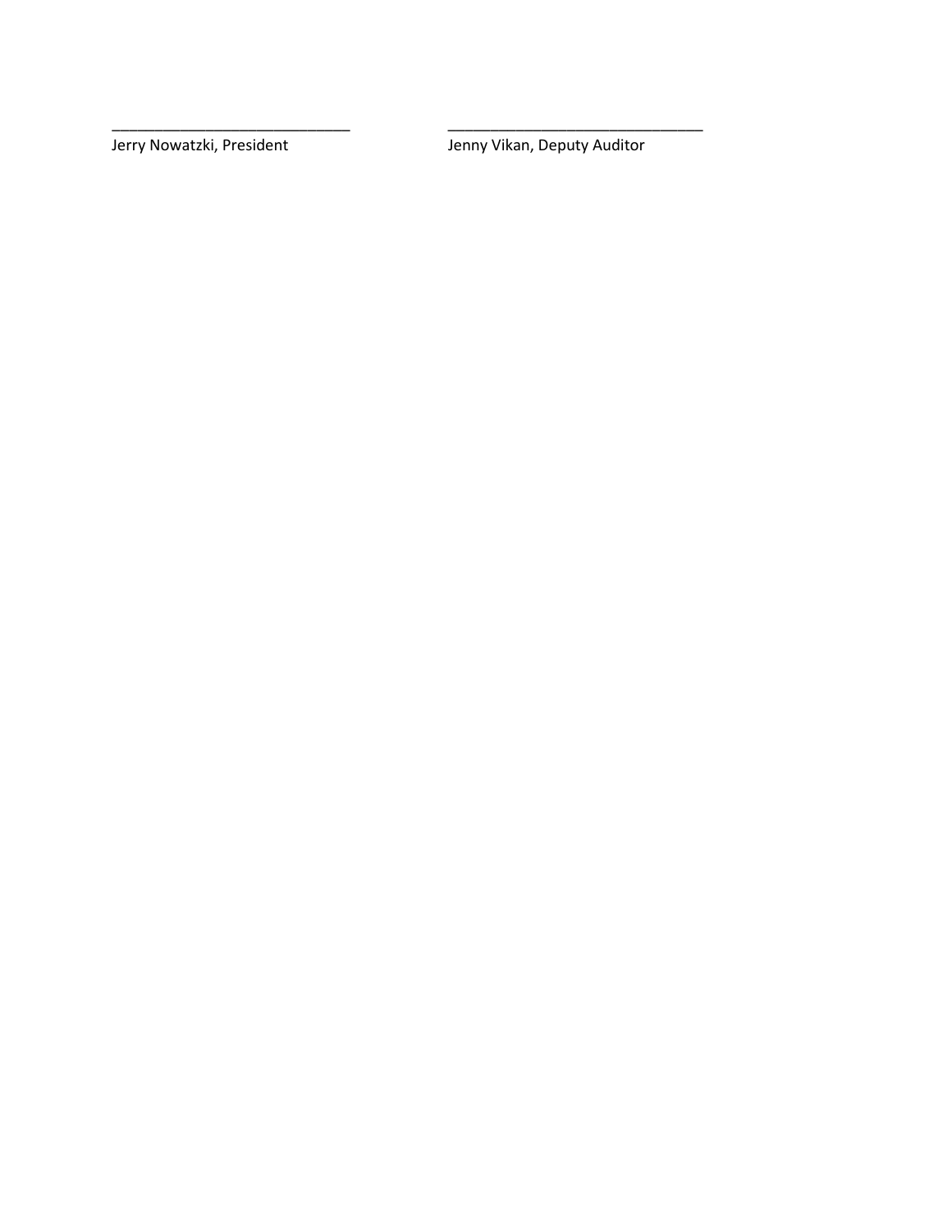_____________________________ _______________________________

Jerry Nowatzki, President Jenny Vikan, Deputy Auditor